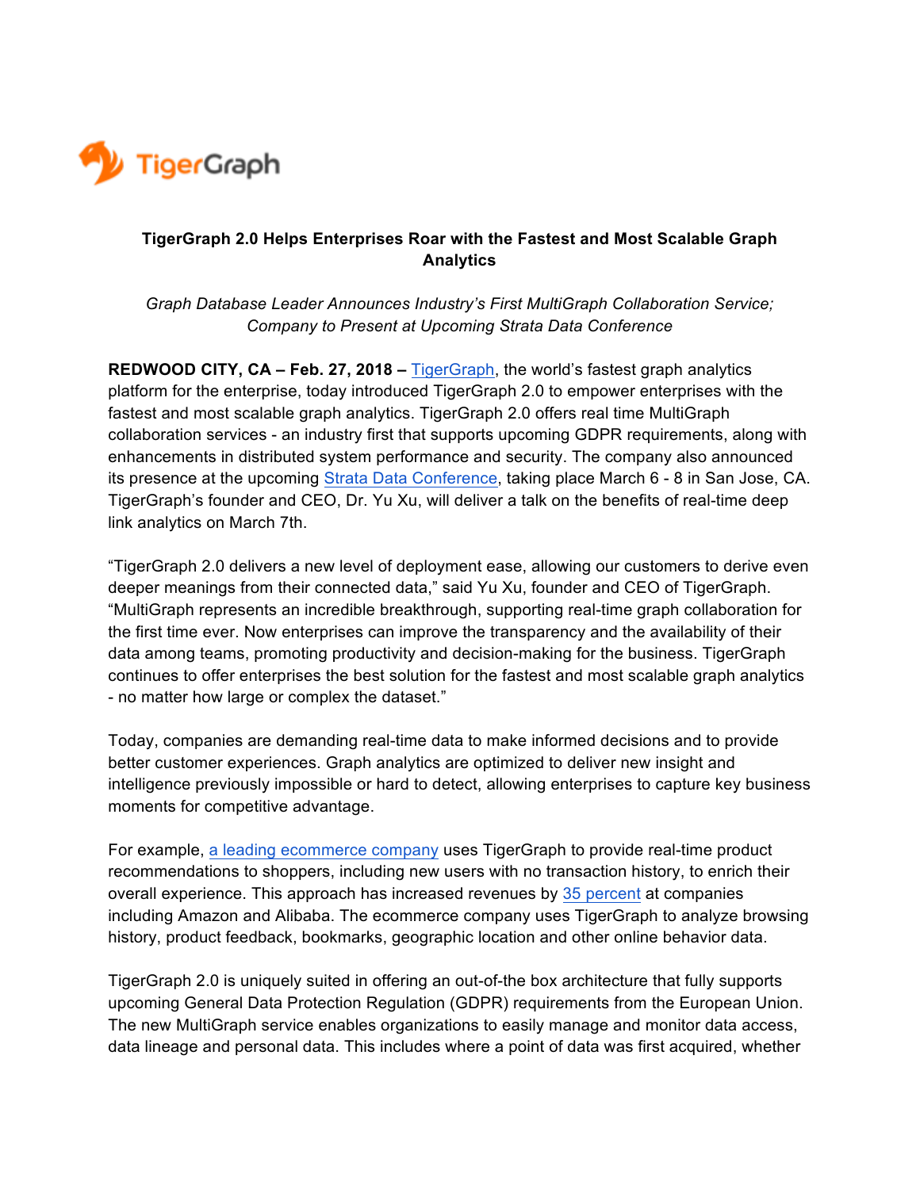TigerGraph

# TigerGraph 2.0 Helps Enterprises Roar with the Fastest and Most Scalable Graph Analytics

*Graph Database Leader Announces Industry's First MultiGraph Collaboration Service; Company to Present at Upcoming Strata Data Conference*

**REDWOOD CITY, CA – Feb. 27, 2018 –** TigerGraph, the world's fastest graph analytics platform for the enterprise, today introduced TigerGraph 2.0 to empower enterprises with the fastest and most scalable graph analytics. TigerGraph 2.0 offers real time MultiGraph collaboration services - an industry first that supports upcoming GDPR requirements, along with enhancements in distributed system performance and security. The company also announced its presence at the upcoming Strata Data Conference, taking place March 6 - 8 in San Jose, CA. TigerGraph's founder and CEO, Dr. Yu Xu, will deliver a talk on the benefits of real-time deep link analytics on March 7th.

"TigerGraph 2.0 delivers a new level of deployment ease, allowing our customers to derive even deeper meanings from their connected data," said Yu Xu, founder and CEO of TigerGraph. "MultiGraph represents an incredible breakthrough, supporting real-time graph collaboration for the first time ever. Now enterprises can improve the transparency and the availability of their data among teams, promoting productivity and decision-making for the business. TigerGraph continues to offer enterprises the best solution for the fastest and most scalable graph analytics - no matter how large or complex the dataset."

Today, companies are demanding real-time data to make informed decisions and to provide better customer experiences. Graph analytics are optimized to deliver new insight and intelligence previously impossible or hard to detect, allowing enterprises to capture key business moments for competitive advantage.

For example, a leading ecommerce company uses TigerGraph to provide real-time product recommendations to shoppers, including new users with no transaction history, to enrich their overall experience. This approach has increased revenues by 35 percent at companies including Amazon and Alibaba. The ecommerce company uses TigerGraph to analyze browsing history, product feedback, bookmarks, geographic location and other online behavior data.

TigerGraph 2.0 is uniquely suited in offering an out-of-the box architecture that fully supports upcoming General Data Protection Regulation (GDPR) requirements from the European Union. The new MultiGraph service enables organizations to easily manage and monitor data access, data lineage and personal data. This includes where a point of data was first acquired, whether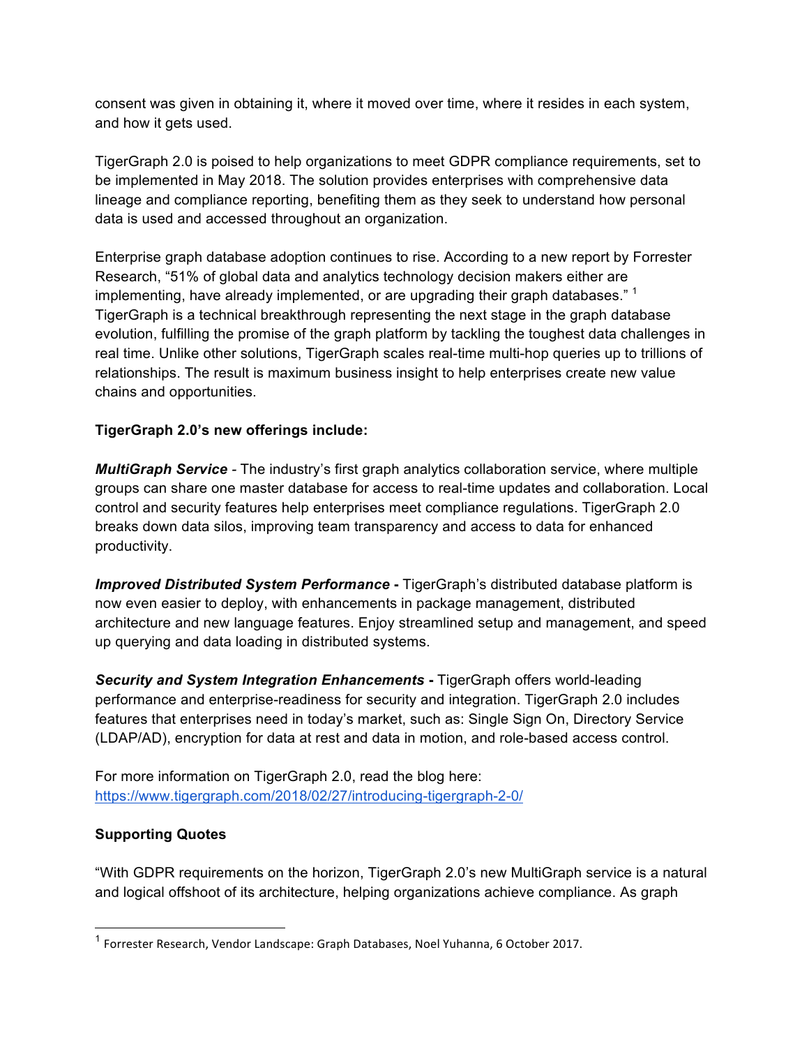consent was given in obtaining it, where it moved over time, where it resides in each system, and how it gets used.

TigerGraph 2.0 is poised to help organizations to meet GDPR compliance requirements, set to be implemented in May 2018. The solution provides enterprises with comprehensive data lineage and compliance reporting, benefiting them as they seek to understand how personal data is used and accessed throughout an organization.

Enterprise graph database adoption continues to rise. According to a new report by Forrester Research, "51% of global data and analytics technology decision makers either are implementing, have already implemented, or are upgrading their graph databases." [1] TigerGraph is a technical breakthrough representing the next stage in the graph database evolution, fulfilling the promise of the graph platform by tackling the toughest data challenges in real time. Unlike other solutions, TigerGraph scales real-time multi-hop queries up to trillions of relationships. The result is maximum business insight to help enterprises create new value chains and opportunities.

**TigerGraph 2.0's new offerings include:**

***MultiGraph Service*** - The industry's first graph analytics collaboration service, where multiple groups can share one master database for access to real-time updates and collaboration. Local control and security features help enterprises meet compliance regulations. TigerGraph 2.0 breaks down data silos, improving team transparency and access to data for enhanced productivity.

***Improved Distributed System Performance*** **-** TigerGraph's distributed database platform is now even easier to deploy, with enhancements in package management, distributed architecture and new language features. Enjoy streamlined setup and management, and speed up querying and data loading in distributed systems.

***Security and System Integration Enhancements*** **-** TigerGraph offers world-leading performance and enterprise-readiness for security and integration. TigerGraph 2.0 includes features that enterprises need in today's market, such as: Single Sign On, Directory Service (LDAP/AD), encryption for data at rest and data in motion, and role-based access control.

For more information on TigerGraph 2.0, read the blog here: [https://www.tigergraph.com/2018/02/27/introducing-tigergraph-2-0/](https://www.tigergraph.com/2018/02/27/introducing-tigergraph-2-0/)

**Supporting Quotes**

"With GDPR requirements on the horizon, TigerGraph 2.0's new MultiGraph service is a natural and logical offshoot of its architecture, helping organizations achieve compliance. As graph

[1] Forrester Research, Vendor Landscape: Graph Databases, Noel Yuhanna, 6 October 2017.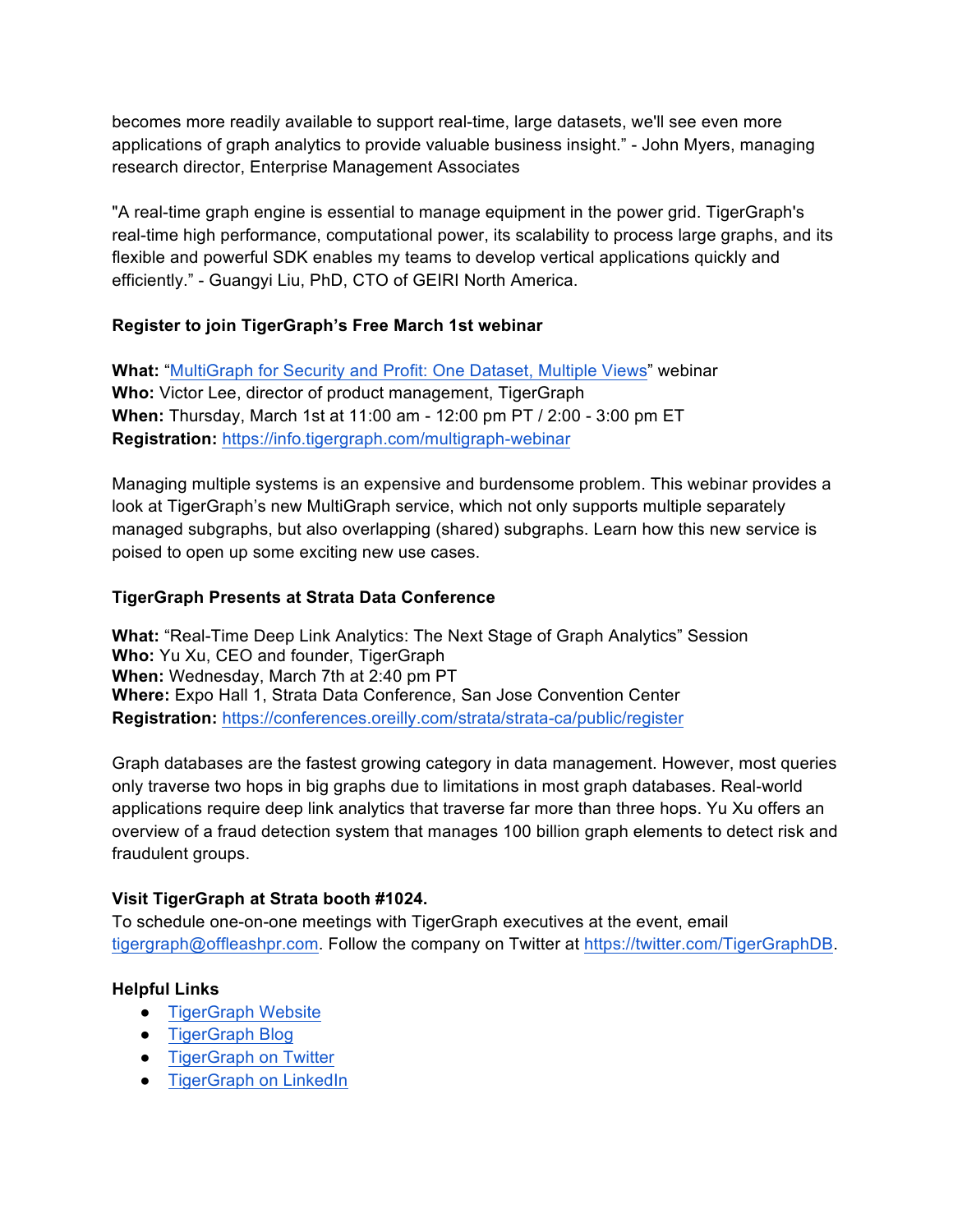becomes more readily available to support real-time, large datasets, we'll see even more applications of graph analytics to provide valuable business insight." - John Myers, managing research director, Enterprise Management Associates

"A real-time graph engine is essential to manage equipment in the power grid. TigerGraph's real-time high performance, computational power, its scalability to process large graphs, and its flexible and powerful SDK enables my teams to develop vertical applications quickly and efficiently." - Guangyi Liu, PhD, CTO of GEIRI North America.

**Register to join TigerGraph's Free March 1st webinar**

**What:** "MultiGraph for Security and Profit: One Dataset, Multiple Views" webinar
**Who:** Victor Lee, director of product management, TigerGraph
**When:** Thursday, March 1st at 11:00 am - 12:00 pm PT / 2:00 - 3:00 pm ET
**Registration:** https://info.tigergraph.com/multigraph-webinar

Managing multiple systems is an expensive and burdensome problem. This webinar provides a look at TigerGraph's new MultiGraph service, which not only supports multiple separately managed subgraphs, but also overlapping (shared) subgraphs. Learn how this new service is poised to open up some exciting new use cases.

**TigerGraph Presents at Strata Data Conference**

**What:** "Real-Time Deep Link Analytics: The Next Stage of Graph Analytics" Session
**Who:** Yu Xu, CEO and founder, TigerGraph
**When:** Wednesday, March 7th at 2:40 pm PT
**Where:** Expo Hall 1, Strata Data Conference, San Jose Convention Center
**Registration:** https://conferences.oreilly.com/strata/strata-ca/public/register

Graph databases are the fastest growing category in data management. However, most queries only traverse two hops in big graphs due to limitations in most graph databases. Real-world applications require deep link analytics that traverse far more than three hops. Yu Xu offers an overview of a fraud detection system that manages 100 billion graph elements to detect risk and fraudulent groups.

**Visit TigerGraph at Strata booth #1024.**
To schedule one-on-one meetings with TigerGraph executives at the event, email tigergraph@offleashpr.com. Follow the company on Twitter at https://twitter.com/TigerGraphDB.

**Helpful Links**

- TigerGraph Website
- TigerGraph Blog
- TigerGraph on Twitter
- TigerGraph on LinkedIn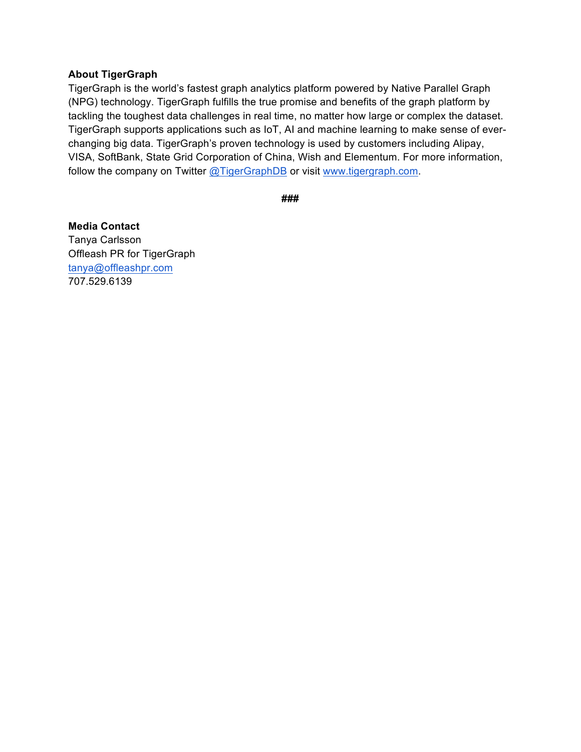**About TigerGraph**
TigerGraph is the world's fastest graph analytics platform powered by Native Parallel Graph (NPG) technology. TigerGraph fulfills the true promise and benefits of the graph platform by tackling the toughest data challenges in real time, no matter how large or complex the dataset. TigerGraph supports applications such as IoT, AI and machine learning to make sense of ever-changing big data. TigerGraph's proven technology is used by customers including Alipay, VISA, SoftBank, State Grid Corporation of China, Wish and Elementum. For more information, follow the company on Twitter @TigerGraphDB or visit www.tigergraph.com.

###

**Media Contact**
Tanya Carlsson
Offleash PR for TigerGraph
tanya@offleashpr.com
707.529.6139